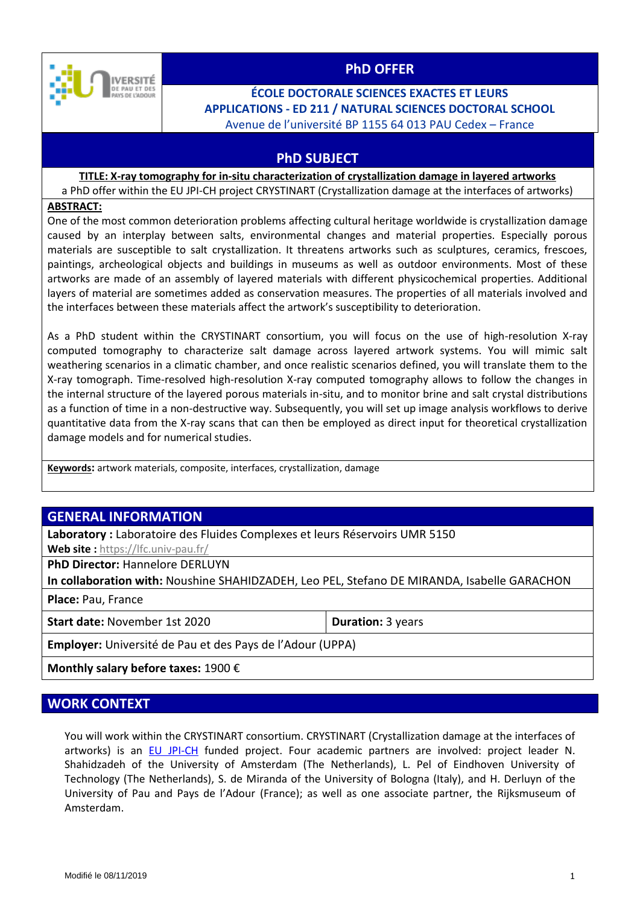# PhD OFFER

**ÉCOLE DOCTORALE SCIENCES EXACTES ET LEURS APPLICATIONS - ED 211 / NATURAL SCIENCES DOCTORAL SCHOOL**

Avenue de l'université BP 1155 64 013 PAU Cedex – France

## PhD SUBJECT

**TITLE: X-ray tomography for in-situ characterization of crystallization damage in layered artworks**

a PhD offer within the EU JPI-CH project CRYSTINART (Crystallization damage at the interfaces of artworks)

**ABSTRACT:**

One of the most common deterioration problems affecting cultural heritage worldwide is crystallization damage caused by an interplay between salts, environmental changes and material properties. Especially porous materials are susceptible to salt crystallization. It threatens artworks such as sculptures, ceramics, frescoes, paintings, archeological objects and buildings in museums as well as outdoor environments. Most of these artworks are made of an assembly of layered materials with different physicochemical properties. Additional layers of material are sometimes added as conservation measures. The properties of all materials involved and the interfaces between these materials affect the artwork's susceptibility to deterioration.

As a PhD student within the CRYSTINART consortium, you will focus on the use of high-resolution X-ray computed tomography to characterize salt damage across layered artwork systems. You will mimic salt weathering scenarios in a climatic chamber, and once realistic scenarios defined, you will translate them to the X-ray tomograph. Time-resolved high-resolution X-ray computed tomography allows to follow the changes in the internal structure of the layered porous materials in-situ, and to monitor brine and salt crystal distributions as a function of time in a non-destructive way. Subsequently, you will set up image analysis workflows to derive quantitative data from the X-ray scans that can then be employed as direct input for theoretical crystallization damage models and for numerical studies.

**Keywords:** artwork materials, composite, interfaces, crystallization, damage

## GENERAL INFORMATION

**Laboratory :** Laboratoire des Fluides Complexes et leurs Réservoirs UMR 5150
**Web site :** https://lfc.univ-pau.fr/

**PhD Director:** Hannelore DERLUYN

**In collaboration with:** Noushine SHAHIDZADEH, Leo PEL, Stefano DE MIRANDA, Isabelle GARACHON

**Place:** Pau, France

**Start date:** November 1st 2020 | **Duration:** 3 years

**Employer:** Université de Pau et des Pays de l'Adour (UPPA)

**Monthly salary before taxes:** 1900 €

## WORK CONTEXT

You will work within the CRYSTINART consortium. CRYSTINART (Crystallization damage at the interfaces of artworks) is an EU JPI-CH funded project. Four academic partners are involved: project leader N. Shahidzadeh of the University of Amsterdam (The Netherlands), L. Pel of Eindhoven University of Technology (The Netherlands), S. de Miranda of the University of Bologna (Italy), and H. Derluyn of the University of Pau and Pays de l'Adour (France); as well as one associate partner, the Rijksmuseum of Amsterdam.

Modifié le 08/11/2019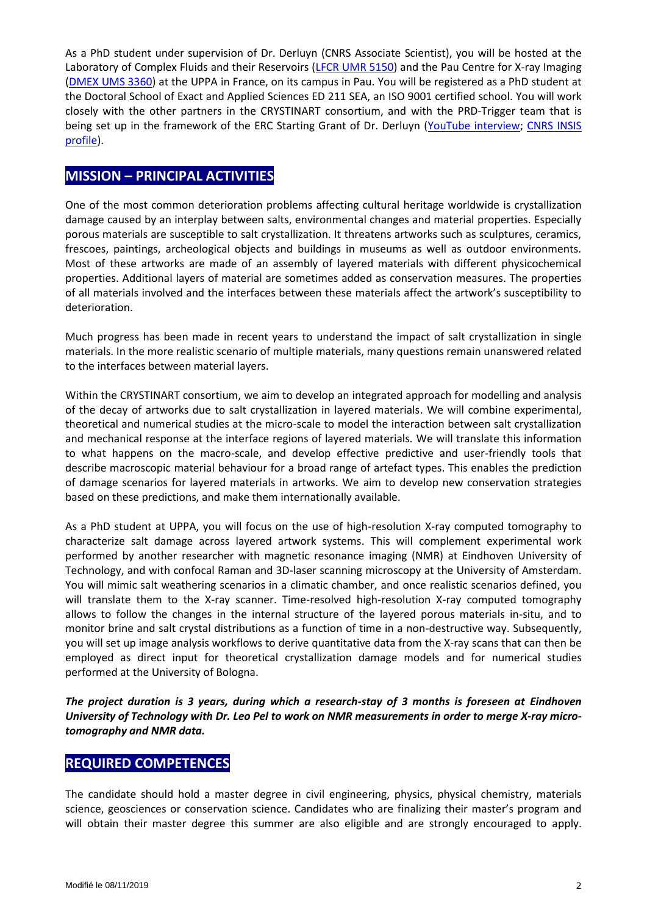As a PhD student under supervision of Dr. Derluyn (CNRS Associate Scientist), you will be hosted at the Laboratory of Complex Fluids and their Reservoirs (LFCR UMR 5150) and the Pau Centre for X-ray Imaging (DMEX UMS 3360) at the UPPA in France, on its campus in Pau. You will be registered as a PhD student at the Doctoral School of Exact and Applied Sciences ED 211 SEA, an ISO 9001 certified school. You will work closely with the other partners in the CRYSTINART consortium, and with the PRD-Trigger team that is being set up in the framework of the ERC Starting Grant of Dr. Derluyn (YouTube interview; CNRS INSIS profile).

## MISSION – PRINCIPAL ACTIVITIES

One of the most common deterioration problems affecting cultural heritage worldwide is crystallization damage caused by an interplay between salts, environmental changes and material properties. Especially porous materials are susceptible to salt crystallization. It threatens artworks such as sculptures, ceramics, frescoes, paintings, archeological objects and buildings in museums as well as outdoor environments. Most of these artworks are made of an assembly of layered materials with different physicochemical properties. Additional layers of material are sometimes added as conservation measures. The properties of all materials involved and the interfaces between these materials affect the artwork's susceptibility to deterioration.

Much progress has been made in recent years to understand the impact of salt crystallization in single materials. In the more realistic scenario of multiple materials, many questions remain unanswered related to the interfaces between material layers.

Within the CRYSTINART consortium, we aim to develop an integrated approach for modelling and analysis of the decay of artworks due to salt crystallization in layered materials. We will combine experimental, theoretical and numerical studies at the micro-scale to model the interaction between salt crystallization and mechanical response at the interface regions of layered materials. We will translate this information to what happens on the macro-scale, and develop effective predictive and user-friendly tools that describe macroscopic material behaviour for a broad range of artefact types. This enables the prediction of damage scenarios for layered materials in artworks. We aim to develop new conservation strategies based on these predictions, and make them internationally available.

As a PhD student at UPPA, you will focus on the use of high-resolution X-ray computed tomography to characterize salt damage across layered artwork systems. This will complement experimental work performed by another researcher with magnetic resonance imaging (NMR) at Eindhoven University of Technology, and with confocal Raman and 3D-laser scanning microscopy at the University of Amsterdam. You will mimic salt weathering scenarios in a climatic chamber, and once realistic scenarios defined, you will translate them to the X-ray scanner. Time-resolved high-resolution X-ray computed tomography allows to follow the changes in the internal structure of the layered porous materials in-situ, and to monitor brine and salt crystal distributions as a function of time in a non-destructive way. Subsequently, you will set up image analysis workflows to derive quantitative data from the X-ray scans that can then be employed as direct input for theoretical crystallization damage models and for numerical studies performed at the University of Bologna.

***The project duration is 3 years, during which a research-stay of 3 months is foreseen at Eindhoven University of Technology with Dr. Leo Pel to work on NMR measurements in order to merge X-ray micro-tomography and NMR data.***

## REQUIRED COMPETENCES

The candidate should hold a master degree in civil engineering, physics, physical chemistry, materials science, geosciences or conservation science. Candidates who are finalizing their master's program and will obtain their master degree this summer are also eligible and are strongly encouraged to apply.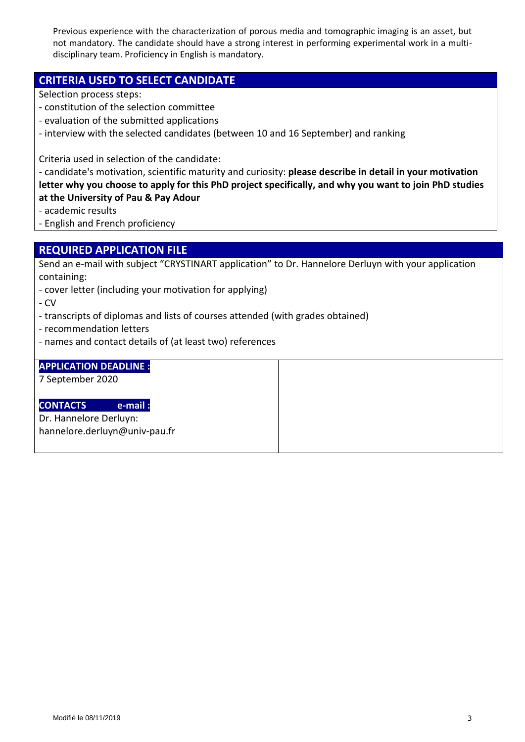Previous experience with the characterization of porous media and tomographic imaging is an asset, but not mandatory. The candidate should have a strong interest in performing experimental work in a multi-disciplinary team. Proficiency in English is mandatory.

## CRITERIA USED TO SELECT CANDIDATE

Selection process steps:

- constitution of the selection committee
- evaluation of the submitted applications
- interview with the selected candidates (between 10 and 16 September) and ranking

Criteria used in selection of the candidate:

- candidate's motivation, scientific maturity and curiosity: **please describe in detail in your motivation letter why you choose to apply for this PhD project specifically, and why you want to join PhD studies at the University of Pau & Pay Adour**
- academic results
- English and French proficiency

## REQUIRED APPLICATION FILE

Send an e-mail with subject "CRYSTINART application" to Dr. Hannelore Derluyn with your application containing:

- cover letter (including your motivation for applying)
- CV
- transcripts of diplomas and lists of courses attended (with grades obtained)
- recommendation letters
- names and contact details of (at least two) references

### APPLICATION DEADLINE :

7 September 2020

### CONTACTS e-mail :

Dr. Hannelore Derluyn:
hannelore.derluyn@univ-pau.fr

Modifié le 08/11/2019